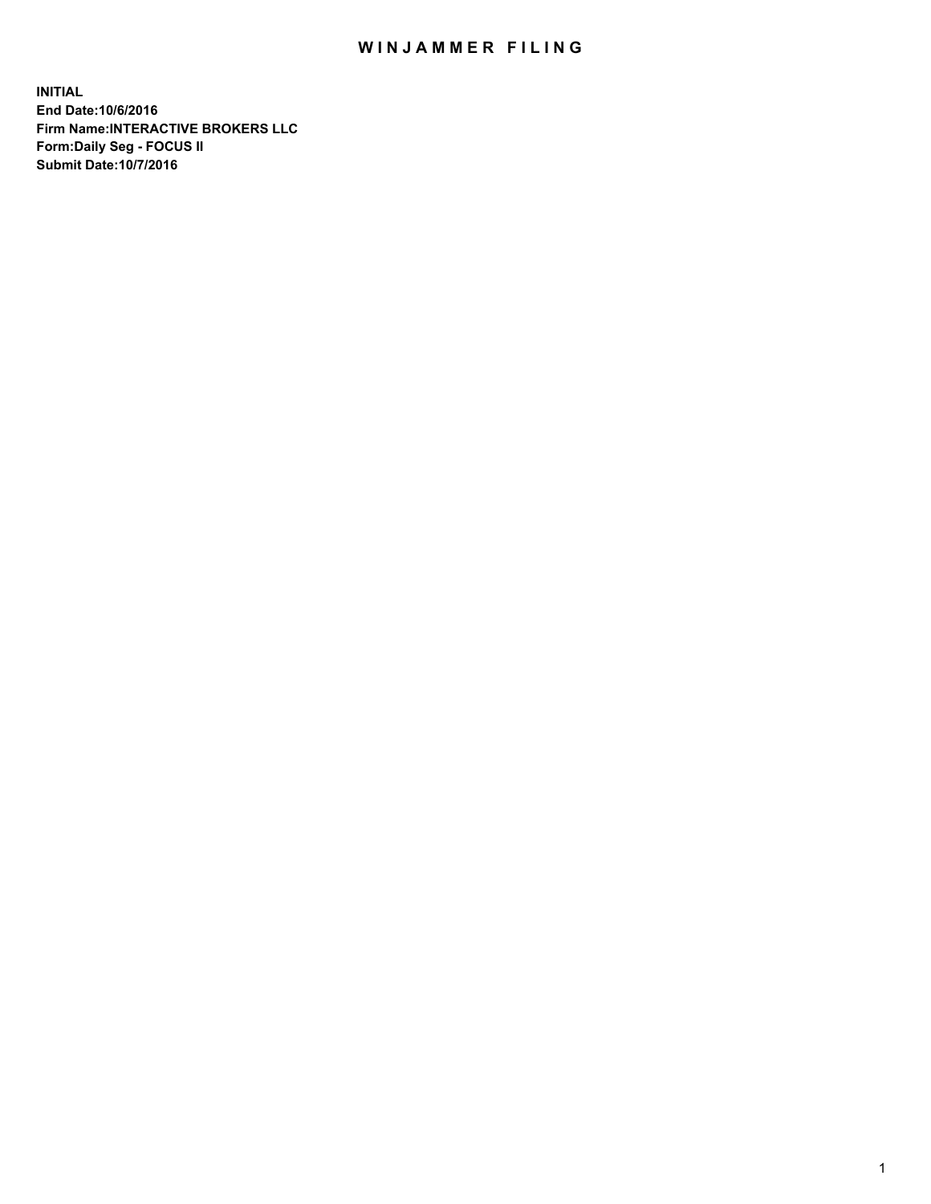# WINJAMMER FILING

**INITIAL**
**End Date:10/6/2016**
**Firm Name:INTERACTIVE BROKERS LLC**
**Form:Daily Seg - FOCUS II**
**Submit Date:10/7/2016**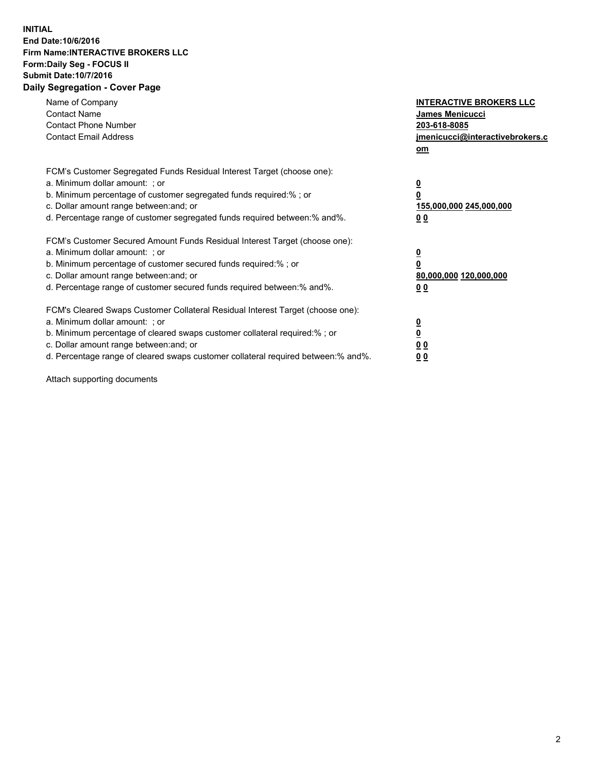**INITIAL**
**End Date:10/6/2016**
**Firm Name:INTERACTIVE BROKERS LLC**
**Form:Daily Seg - FOCUS II**
**Submit Date:10/7/2016**
**Daily Segregation - Cover Page**

| | |
|---|---|
| Name of Company | **INTERACTIVE BROKERS LLC** |
| Contact Name | **James Menicucci** |
| Contact Phone Number | **203-618-8085** |
| Contact Email Address | **jmenicucci@interactivebrokers.com** |

FCM's Customer Segregated Funds Residual Interest Target (choose one):

| | |
|---|---|
| a. Minimum dollar amount: ; or | **0** |
| b. Minimum percentage of customer segregated funds required:% ; or | **0** |
| c. Dollar amount range between:and; or | **155,000,000 245,000,000** |
| d. Percentage range of customer segregated funds required between:% and%. | **0 0** |

FCM's Customer Secured Amount Funds Residual Interest Target (choose one):

| | |
|---|---|
| a. Minimum dollar amount: ; or | **0** |
| b. Minimum percentage of customer secured funds required:% ; or | **0** |
| c. Dollar amount range between:and; or | **80,000,000 120,000,000** |
| d. Percentage range of customer secured funds required between:% and%. | **0 0** |

FCM's Cleared Swaps Customer Collateral Residual Interest Target (choose one):

| | |
|---|---|
| a. Minimum dollar amount: ; or | **0** |
| b. Minimum percentage of cleared swaps customer collateral required:% ; or | **0** |
| c. Dollar amount range between:and; or | **0 0** |
| d. Percentage range of cleared swaps customer collateral required between:% and%. | **0 0** |

Attach supporting documents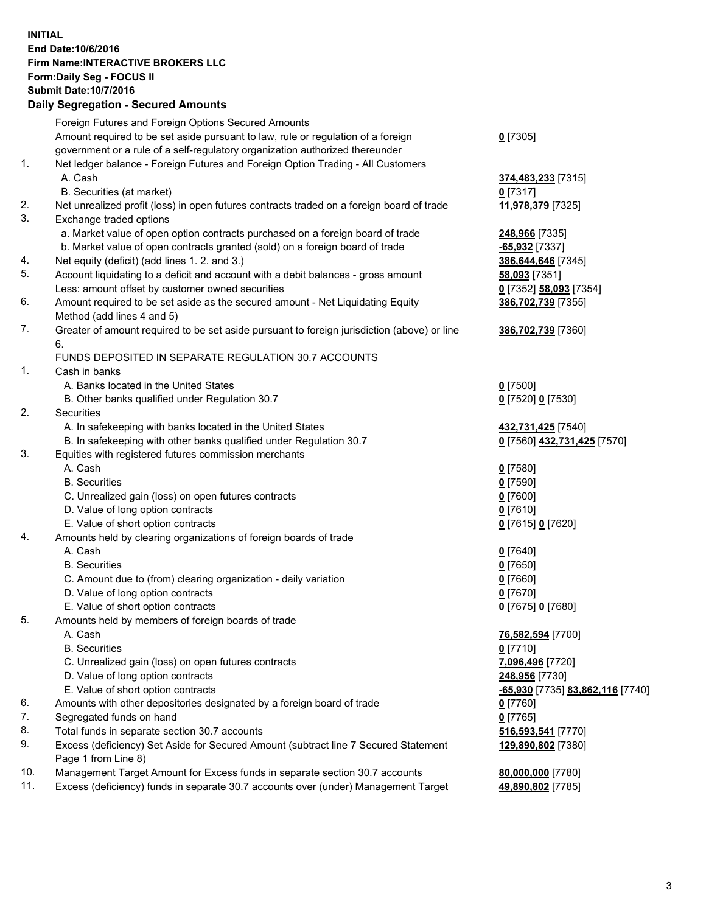**INITIAL**
**End Date:10/6/2016**
**Firm Name:INTERACTIVE BROKERS LLC**
**Form:Daily Seg - FOCUS II**
**Submit Date:10/7/2016**

## Daily Segregation - Secured Amounts

| | | |
|---|---|---|
| | Foreign Futures and Foreign Options Secured Amounts | |
| | Amount required to be set aside pursuant to law, rule or regulation of a foreign government or a rule of a self-regulatory organization authorized thereunder | **0** [7305] |
| 1. | Net ledger balance - Foreign Futures and Foreign Option Trading - All Customers | |
| | A. Cash | **374,483,233** [7315] |
| | B. Securities (at market) | **0** [7317] |
| 2. | Net unrealized profit (loss) in open futures contracts traded on a foreign board of trade | **11,978,379** [7325] |
| 3. | Exchange traded options | |
| | a. Market value of open option contracts purchased on a foreign board of trade | **248,966** [7335] |
| | b. Market value of open contracts granted (sold) on a foreign board of trade | **-65,932** [7337] |
| 4. | Net equity (deficit) (add lines 1. 2. and 3.) | **386,644,646** [7345] |
| 5. | Account liquidating to a deficit and account with a debit balances - gross amount | **58,093** [7351] |
| | Less: amount offset by customer owned securities | **0** [7352] **58,093** [7354] |
| 6. | Amount required to be set aside as the secured amount - Net Liquidating Equity Method (add lines 4 and 5) | **386,702,739** [7355] |
| 7. | Greater of amount required to be set aside pursuant to foreign jurisdiction (above) or line 6. | **386,702,739** [7360] |
| | FUNDS DEPOSITED IN SEPARATE REGULATION 30.7 ACCOUNTS | |
| 1. | Cash in banks | |
| | A. Banks located in the United States | **0** [7500] |
| | B. Other banks qualified under Regulation 30.7 | **0** [7520] **0** [7530] |
| 2. | Securities | |
| | A. In safekeeping with banks located in the United States | **432,731,425** [7540] |
| | B. In safekeeping with other banks qualified under Regulation 30.7 | **0** [7560] **432,731,425** [7570] |
| 3. | Equities with registered futures commission merchants | |
| | A. Cash | **0** [7580] |
| | B. Securities | **0** [7590] |
| | C. Unrealized gain (loss) on open futures contracts | **0** [7600] |
| | D. Value of long option contracts | **0** [7610] |
| | E. Value of short option contracts | **0** [7615] **0** [7620] |
| 4. | Amounts held by clearing organizations of foreign boards of trade | |
| | A. Cash | **0** [7640] |
| | B. Securities | **0** [7650] |
| | C. Amount due to (from) clearing organization - daily variation | **0** [7660] |
| | D. Value of long option contracts | **0** [7670] |
| | E. Value of short option contracts | **0** [7675] **0** [7680] |
| 5. | Amounts held by members of foreign boards of trade | |
| | A. Cash | **76,582,594** [7700] |
| | B. Securities | **0** [7710] |
| | C. Unrealized gain (loss) on open futures contracts | **7,096,496** [7720] |
| | D. Value of long option contracts | **248,956** [7730] |
| | E. Value of short option contracts | **-65,930** [7735] **83,862,116** [7740] |
| 6. | Amounts with other depositories designated by a foreign board of trade | **0** [7760] |
| 7. | Segregated funds on hand | **0** [7765] |
| 8. | Total funds in separate section 30.7 accounts | **516,593,541** [7770] |
| 9. | Excess (deficiency) Set Aside for Secured Amount (subtract line 7 Secured Statement Page 1 from Line 8) | **129,890,802** [7380] |
| 10. | Management Target Amount for Excess funds in separate section 30.7 accounts | **80,000,000** [7780] |
| 11. | Excess (deficiency) funds in separate 30.7 accounts over (under) Management Target | **49,890,802** [7785] |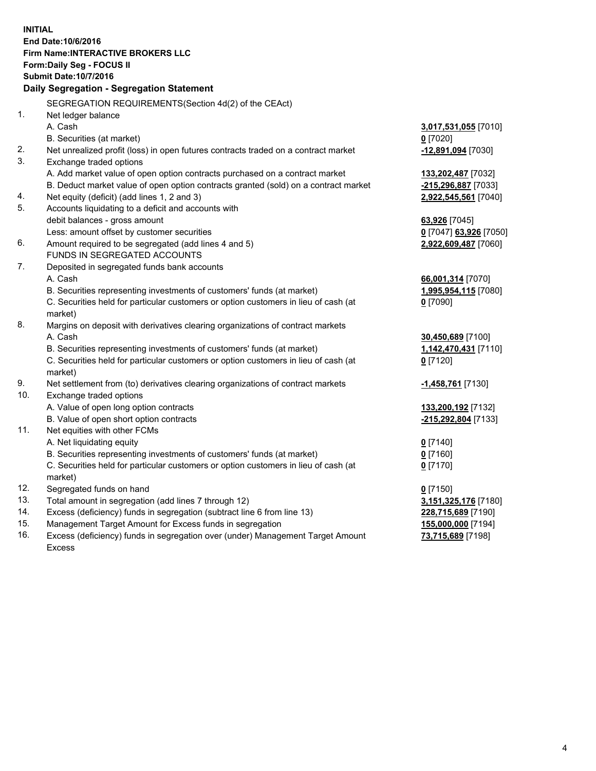**INITIAL**
**End Date:10/6/2016**
**Firm Name:INTERACTIVE BROKERS LLC**
**Form:Daily Seg - FOCUS II**
**Submit Date:10/7/2016**

## Daily Segregation - Segregation Statement

| | | |
|---|---|---|
| | SEGREGATION REQUIREMENTS(Section 4d(2) of the CEAct) | |
| 1. | Net ledger balance | |
| | A. Cash | **3,017,531,055** [7010] |
| | B. Securities (at market) | **0** [7020] |
| 2. | Net unrealized profit (loss) in open futures contracts traded on a contract market | **-12,891,094** [7030] |
| 3. | Exchange traded options | |
| | A. Add market value of open option contracts purchased on a contract market | **133,202,487** [7032] |
| | B. Deduct market value of open option contracts granted (sold) on a contract market | **-215,296,887** [7033] |
| 4. | Net equity (deficit) (add lines 1, 2 and 3) | **2,922,545,561** [7040] |
| 5. | Accounts liquidating to a deficit and accounts with debit balances - gross amount | **63,926** [7045] |
| | Less: amount offset by customer securities | **0** [7047] **63,926** [7050] |
| 6. | Amount required to be segregated (add lines 4 and 5) | **2,922,609,487** [7060] |
| | FUNDS IN SEGREGATED ACCOUNTS | |
| 7. | Deposited in segregated funds bank accounts | |
| | A. Cash | **66,001,314** [7070] |
| | B. Securities representing investments of customers' funds (at market) | **1,995,954,115** [7080] |
| | C. Securities held for particular customers or option customers in lieu of cash (at market) | **0** [7090] |
| 8. | Margins on deposit with derivatives clearing organizations of contract markets | |
| | A. Cash | **30,450,689** [7100] |
| | B. Securities representing investments of customers' funds (at market) | **1,142,470,431** [7110] |
| | C. Securities held for particular customers or option customers in lieu of cash (at market) | **0** [7120] |
| 9. | Net settlement from (to) derivatives clearing organizations of contract markets | **-1,458,761** [7130] |
| 10. | Exchange traded options | |
| | A. Value of open long option contracts | **133,200,192** [7132] |
| | B. Value of open short option contracts | **-215,292,804** [7133] |
| 11. | Net equities with other FCMs | |
| | A. Net liquidating equity | **0** [7140] |
| | B. Securities representing investments of customers' funds (at market) | **0** [7160] |
| | C. Securities held for particular customers or option customers in lieu of cash (at market) | **0** [7170] |
| 12. | Segregated funds on hand | **0** [7150] |
| 13. | Total amount in segregation (add lines 7 through 12) | **3,151,325,176** [7180] |
| 14. | Excess (deficiency) funds in segregation (subtract line 6 from line 13) | **228,715,689** [7190] |
| 15. | Management Target Amount for Excess funds in segregation | **155,000,000** [7194] |
| 16. | Excess (deficiency) funds in segregation over (under) Management Target Amount Excess | **73,715,689** [7198] |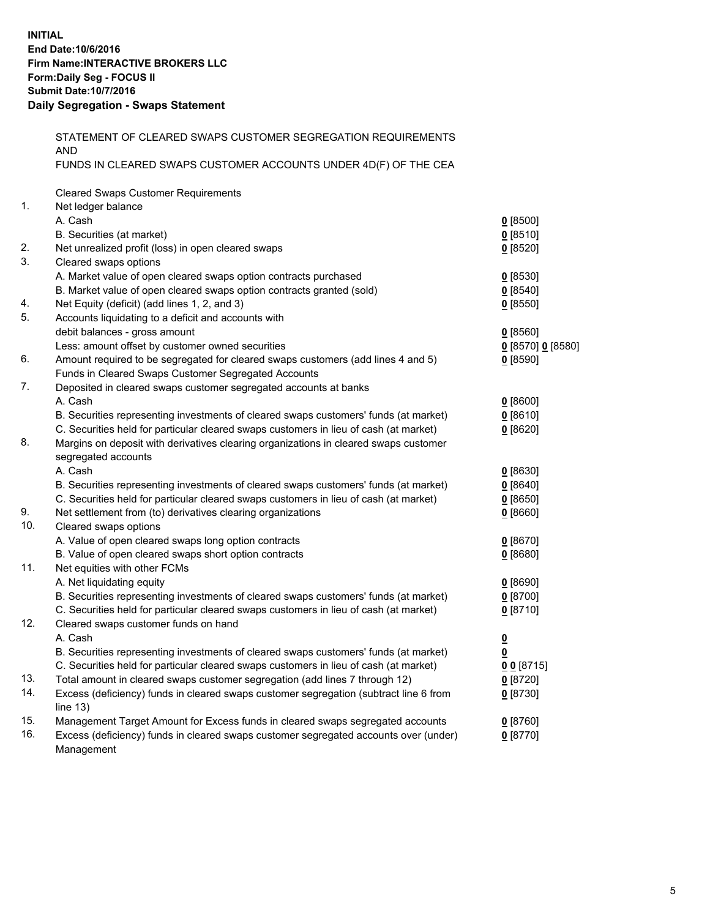**INITIAL**
**End Date:10/6/2016**
**Firm Name:INTERACTIVE BROKERS LLC**
**Form:Daily Seg - FOCUS II**
**Submit Date:10/7/2016**
**Daily Segregation - Swaps Statement**

STATEMENT OF CLEARED SWAPS CUSTOMER SEGREGATION REQUIREMENTS
AND
FUNDS IN CLEARED SWAPS CUSTOMER ACCOUNTS UNDER 4D(F) OF THE CEA

| | | |
|---|---|---|
| | Cleared Swaps Customer Requirements | |
| 1. | Net ledger balance | |
| | A. Cash | 0 [8500] |
| | B. Securities (at market) | 0 [8510] |
| 2. | Net unrealized profit (loss) in open cleared swaps | 0 [8520] |
| 3. | Cleared swaps options | |
| | A. Market value of open cleared swaps option contracts purchased | 0 [8530] |
| | B. Market value of open cleared swaps option contracts granted (sold) | 0 [8540] |
| 4. | Net Equity (deficit) (add lines 1, 2, and 3) | 0 [8550] |
| 5. | Accounts liquidating to a deficit and accounts with | |
| | debit balances - gross amount | 0 [8560] |
| | Less: amount offset by customer owned securities | 0 [8570] 0 [8580] |
| 6. | Amount required to be segregated for cleared swaps customers (add lines 4 and 5) | 0 [8590] |
| | Funds in Cleared Swaps Customer Segregated Accounts | |
| 7. | Deposited in cleared swaps customer segregated accounts at banks | |
| | A. Cash | 0 [8600] |
| | B. Securities representing investments of cleared swaps customers' funds (at market) | 0 [8610] |
| | C. Securities held for particular cleared swaps customers in lieu of cash (at market) | 0 [8620] |
| 8. | Margins on deposit with derivatives clearing organizations in cleared swaps customer segregated accounts | |
| | A. Cash | 0 [8630] |
| | B. Securities representing investments of cleared swaps customers' funds (at market) | 0 [8640] |
| | C. Securities held for particular cleared swaps customers in lieu of cash (at market) | 0 [8650] |
| 9. | Net settlement from (to) derivatives clearing organizations | 0 [8660] |
| 10. | Cleared swaps options | |
| | A. Value of open cleared swaps long option contracts | 0 [8670] |
| | B. Value of open cleared swaps short option contracts | 0 [8680] |
| 11. | Net equities with other FCMs | |
| | A. Net liquidating equity | 0 [8690] |
| | B. Securities representing investments of cleared swaps customers' funds (at market) | 0 [8700] |
| | C. Securities held for particular cleared swaps customers in lieu of cash (at market) | 0 [8710] |
| 12. | Cleared swaps customer funds on hand | |
| | A. Cash | 0 |
| | B. Securities representing investments of cleared swaps customers' funds (at market) | 0 |
| | C. Securities held for particular cleared swaps customers in lieu of cash (at market) | 0 0 [8715] |
| 13. | Total amount in cleared swaps customer segregation (add lines 7 through 12) | 0 [8720] |
| 14. | Excess (deficiency) funds in cleared swaps customer segregation (subtract line 6 from line 13) | 0 [8730] |
| 15. | Management Target Amount for Excess funds in cleared swaps segregated accounts | 0 [8760] |
| 16. | Excess (deficiency) funds in cleared swaps customer segregated accounts over (under) Management | 0 [8770] |